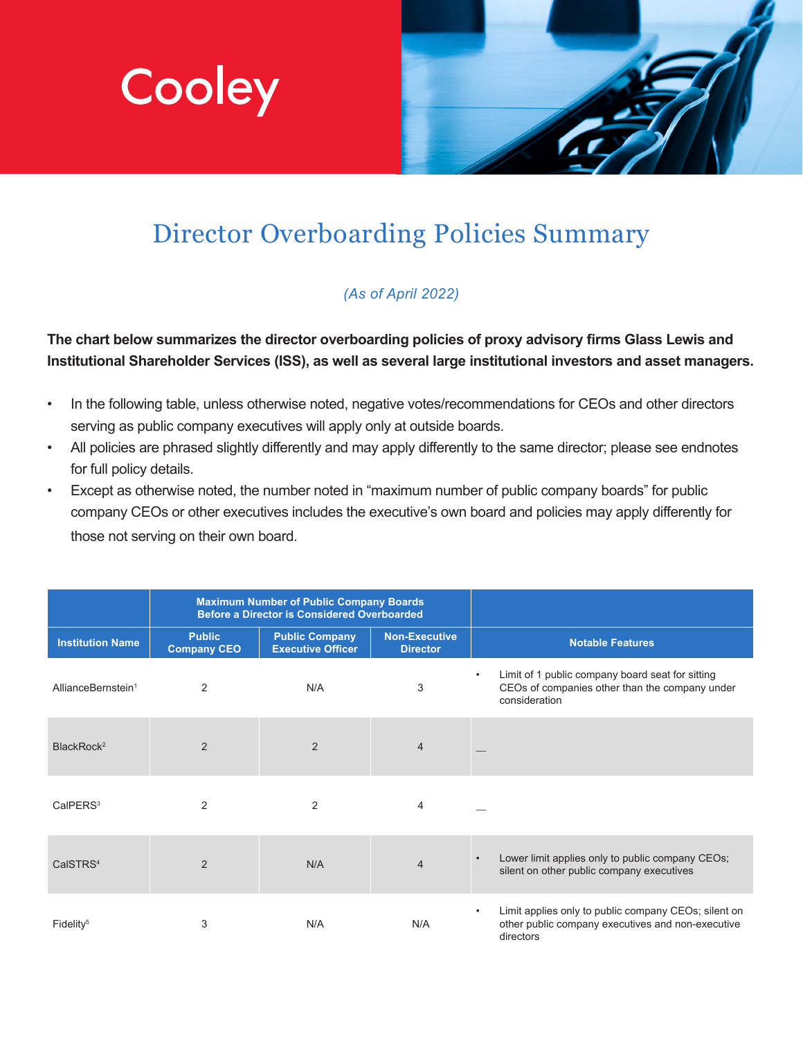Cooley

# Director Overboarding Policies Summary

*(As of April 2022)*

**The chart below summarizes the director overboarding policies of proxy advisory firms Glass Lewis and Institutional Shareholder Services (ISS), as well as several large institutional investors and asset managers.**

- In the following table, unless otherwise noted, negative votes/recommendations for CEOs and other directors serving as public company executives will apply only at outside boards.
- All policies are phrased slightly differently and may apply differently to the same director; please see endnotes for full policy details.
- Except as otherwise noted, the number noted in "maximum number of public company boards" for public company CEOs or other executives includes the executive's own board and policies may apply differently for those not serving on their own board.

| | Maximum Number of Public Company Boards Before a Director is Considered Overboarded | | | |
|---|---|---|---|---|
| **Institution Name** | **Public Company CEO** | **Public Company Executive Officer** | **Non-Executive Director** | **Notable Features** |
| AllianceBernstein[1] | 2 | N/A | 3 | • Limit of 1 public company board seat for sitting CEOs of companies other than the company under consideration |
| BlackRock[2] | 2 | 2 | 4 | — |
| CalPERS[3] | 2 | 2 | 4 | — |
| CalSTRS[4] | 2 | N/A | 4 | • Lower limit applies only to public company CEOs; silent on other public company executives |
| Fidelity[5] | 3 | N/A | N/A | • Limit applies only to public company CEOs; silent on other public company executives and non-executive directors |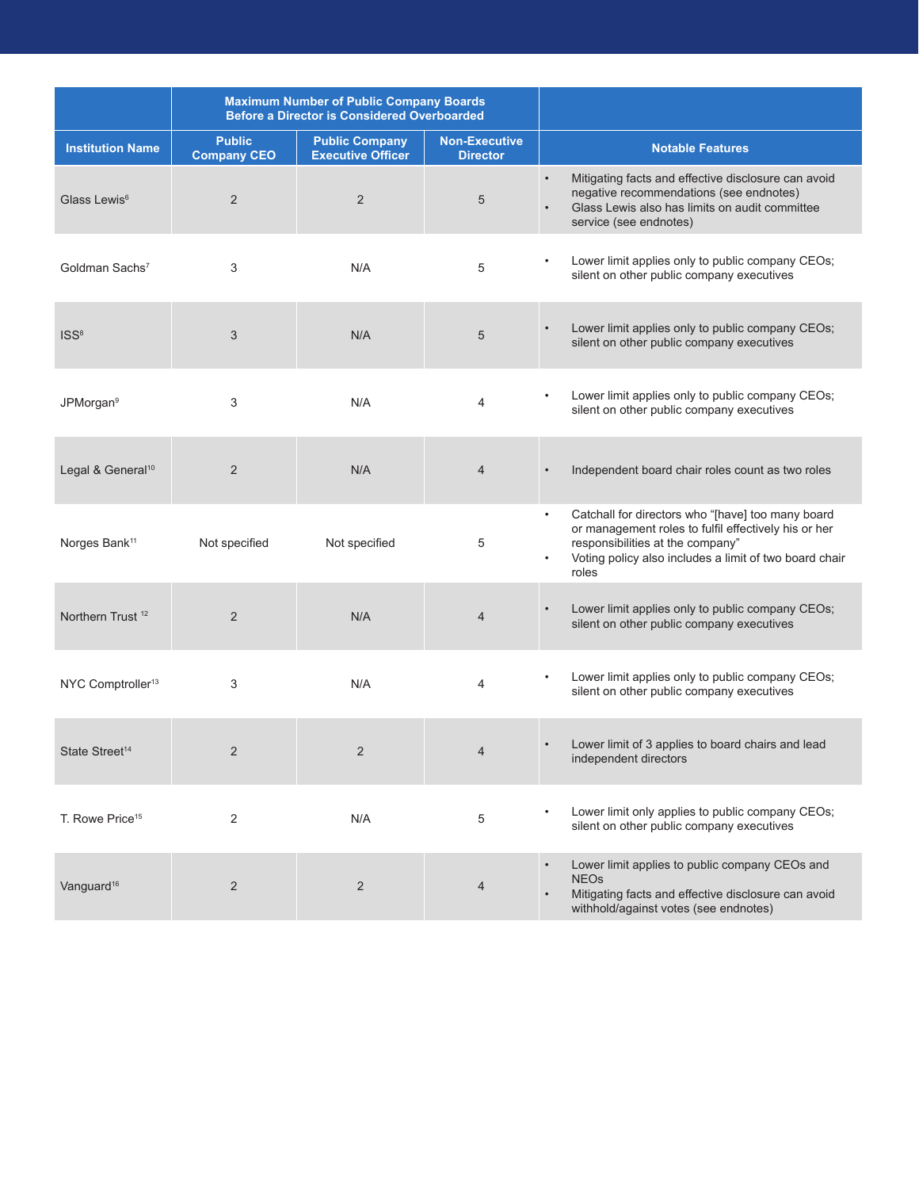| Institution Name | Maximum Number of Public Company Boards Before a Director is Considered Overboarded | | | Notable Features |
|---|---|---|---|---|
| | Public Company CEO | Public Company Executive Officer | Non-Executive Director | |
| Glass Lewis[6] | 2 | 2 | 5 | • Mitigating facts and effective disclosure can avoid negative recommendations (see endnotes)<br>• Glass Lewis also has limits on audit committee service (see endnotes) |
| Goldman Sachs[7] | 3 | N/A | 5 | • Lower limit applies only to public company CEOs; silent on other public company executives |
| ISS[8] | 3 | N/A | 5 | • Lower limit applies only to public company CEOs; silent on other public company executives |
| JPMorgan[9] | 3 | N/A | 4 | • Lower limit applies only to public company CEOs; silent on other public company executives |
| Legal & General[10] | 2 | N/A | 4 | • Independent board chair roles count as two roles |
| Norges Bank[11] | Not specified | Not specified | 5 | • Catchall for directors who "[have] too many board or management roles to fulfil effectively his or her responsibilities at the company"<br>• Voting policy also includes a limit of two board chair roles |
| Northern Trust[12] | 2 | N/A | 4 | • Lower limit applies only to public company CEOs; silent on other public company executives |
| NYC Comptroller[13] | 3 | N/A | 4 | • Lower limit applies only to public company CEOs; silent on other public company executives |
| State Street[14] | 2 | 2 | 4 | • Lower limit of 3 applies to board chairs and lead independent directors |
| T. Rowe Price[15] | 2 | N/A | 5 | • Lower limit only applies to public company CEOs; silent on other public company executives |
| Vanguard[16] | 2 | 2 | 4 | • Lower limit applies to public company CEOs and NEOs<br>• Mitigating facts and effective disclosure can avoid withhold/against votes (see endnotes) |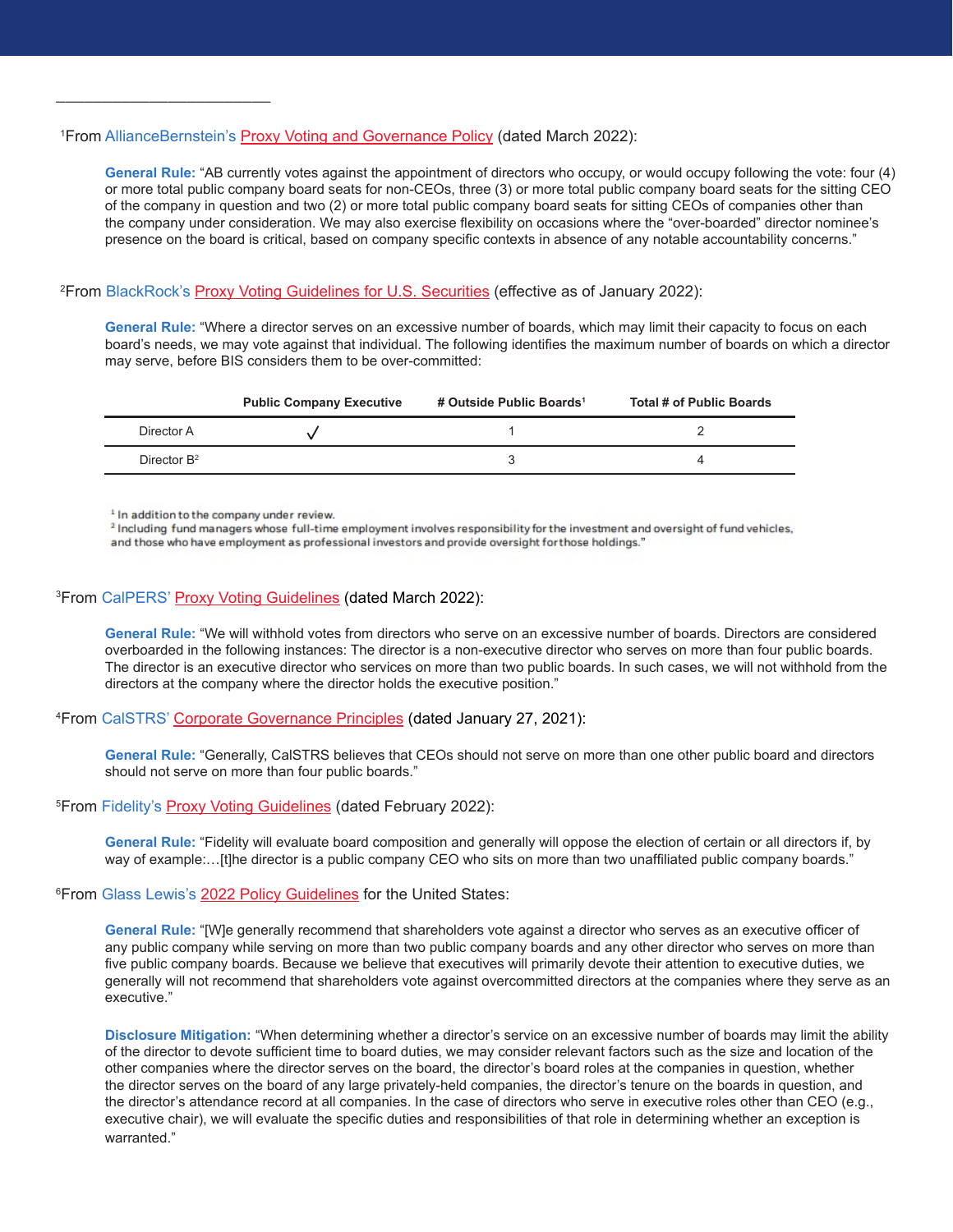[1]From AllianceBernstein's Proxy Voting and Governance Policy (dated March 2022):

> **General Rule:** "AB currently votes against the appointment of directors who occupy, or would occupy following the vote: four (4) or more total public company board seats for non-CEOs, three (3) or more total public company board seats for the sitting CEO of the company in question and two (2) or more total public company board seats for sitting CEOs of companies other than the company under consideration. We may also exercise flexibility on occasions where the "over-boarded" director nominee's presence on the board is critical, based on company specific contexts in absence of any notable accountability concerns."

[2]From BlackRock's Proxy Voting Guidelines for U.S. Securities (effective as of January 2022):

> **General Rule:** "Where a director serves on an excessive number of boards, which may limit their capacity to focus on each board's needs, we may vote against that individual. The following identifies the maximum number of boards on which a director may serve, before BIS considers them to be over-committed:

| | Public Company Executive | # Outside Public Boards[1] | Total # of Public Boards |
|---|---|---|---|
| Director A | ✓ | 1 | 2 |
| Director B[2] | | 3 | 4 |

[1] In addition to the company under review.
[2] Including fund managers whose full-time employment involves responsibility for the investment and oversight of fund vehicles, and those who have employment as professional investors and provide oversight for those holdings."

[3]From CalPERS' Proxy Voting Guidelines (dated March 2022):

> **General Rule:** "We will withhold votes from directors who serve on an excessive number of boards. Directors are considered overboarded in the following instances: The director is a non-executive director who serves on more than four public boards. The director is an executive director who services on more than two public boards. In such cases, we will not withhold from the directors at the company where the director holds the executive position."

[4]From CalSTRS' Corporate Governance Principles (dated January 27, 2021):

> **General Rule:** "Generally, CalSTRS believes that CEOs should not serve on more than one other public board and directors should not serve on more than four public boards."

[5]From Fidelity's Proxy Voting Guidelines (dated February 2022):

> **General Rule:** "Fidelity will evaluate board composition and generally will oppose the election of certain or all directors if, by way of example:…[t]he director is a public company CEO who sits on more than two unaffiliated public company boards."

[6]From Glass Lewis's 2022 Policy Guidelines for the United States:

> **General Rule:** "[W]e generally recommend that shareholders vote against a director who serves as an executive officer of any public company while serving on more than two public company boards and any other director who serves on more than five public company boards. Because we believe that executives will primarily devote their attention to executive duties, we generally will not recommend that shareholders vote against overcommitted directors at the companies where they serve as an executive."
>
> **Disclosure Mitigation:** "When determining whether a director's service on an excessive number of boards may limit the ability of the director to devote sufficient time to board duties, we may consider relevant factors such as the size and location of the other companies where the director serves on the board, the director's board roles at the companies in question, whether the director serves on the board of any large privately-held companies, the director's tenure on the boards in question, and the director's attendance record at all companies. In the case of directors who serve in executive roles other than CEO (e.g., executive chair), we will evaluate the specific duties and responsibilities of that role in determining whether an exception is warranted."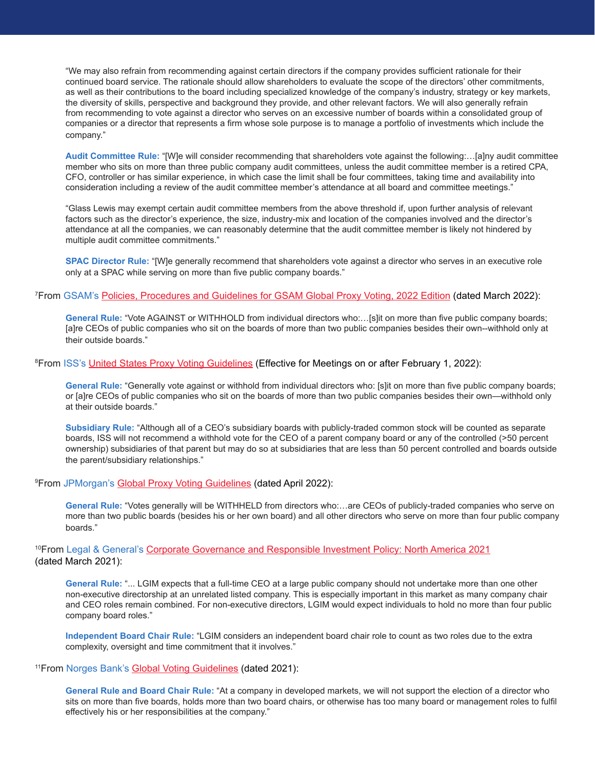"We may also refrain from recommending against certain directors if the company provides sufficient rationale for their continued board service. The rationale should allow shareholders to evaluate the scope of the directors' other commitments, as well as their contributions to the board including specialized knowledge of the company's industry, strategy or key markets, the diversity of skills, perspective and background they provide, and other relevant factors. We will also generally refrain from recommending to vote against a director who serves on an excessive number of boards within a consolidated group of companies or a director that represents a firm whose sole purpose is to manage a portfolio of investments which include the company."

**Audit Committee Rule:** "[W]e will consider recommending that shareholders vote against the following:…[a]ny audit committee member who sits on more than three public company audit committees, unless the audit committee member is a retired CPA, CFO, controller or has similar experience, in which case the limit shall be four committees, taking time and availability into consideration including a review of the audit committee member's attendance at all board and committee meetings."

"Glass Lewis may exempt certain audit committee members from the above threshold if, upon further analysis of relevant factors such as the director's experience, the size, industry-mix and location of the companies involved and the director's attendance at all the companies, we can reasonably determine that the audit committee member is likely not hindered by multiple audit committee commitments."

**SPAC Director Rule:** "[W]e generally recommend that shareholders vote against a director who serves in an executive role only at a SPAC while serving on more than five public company boards."

[7]From GSAM's Policies, Procedures and Guidelines for GSAM Global Proxy Voting, 2022 Edition (dated March 2022):

**General Rule:** "Vote AGAINST or WITHHOLD from individual directors who:…[s]it on more than five public company boards; [a]re CEOs of public companies who sit on the boards of more than two public companies besides their own--withhold only at their outside boards."

[8]From ISS's United States Proxy Voting Guidelines (Effective for Meetings on or after February 1, 2022):

**General Rule:** "Generally vote against or withhold from individual directors who: [s]it on more than five public company boards; or [a]re CEOs of public companies who sit on the boards of more than two public companies besides their own—withhold only at their outside boards."

**Subsidiary Rule:** "Although all of a CEO's subsidiary boards with publicly-traded common stock will be counted as separate boards, ISS will not recommend a withhold vote for the CEO of a parent company board or any of the controlled (>50 percent ownership) subsidiaries of that parent but may do so at subsidiaries that are less than 50 percent controlled and boards outside the parent/subsidiary relationships."

[9]From JPMorgan's Global Proxy Voting Guidelines (dated April 2022):

**General Rule:** "Votes generally will be WITHHELD from directors who:…are CEOs of publicly-traded companies who serve on more than two public boards (besides his or her own board) and all other directors who serve on more than four public company boards."

[10]From Legal & General's Corporate Governance and Responsible Investment Policy: North America 2021 (dated March 2021):

**General Rule:** "... LGIM expects that a full-time CEO at a large public company should not undertake more than one other non-executive directorship at an unrelated listed company. This is especially important in this market as many company chair and CEO roles remain combined. For non-executive directors, LGIM would expect individuals to hold no more than four public company board roles."

**Independent Board Chair Rule:** "LGIM considers an independent board chair role to count as two roles due to the extra complexity, oversight and time commitment that it involves."

[11]From Norges Bank's Global Voting Guidelines (dated 2021):

**General Rule and Board Chair Rule:** "At a company in developed markets, we will not support the election of a director who sits on more than five boards, holds more than two board chairs, or otherwise has too many board or management roles to fulfil effectively his or her responsibilities at the company."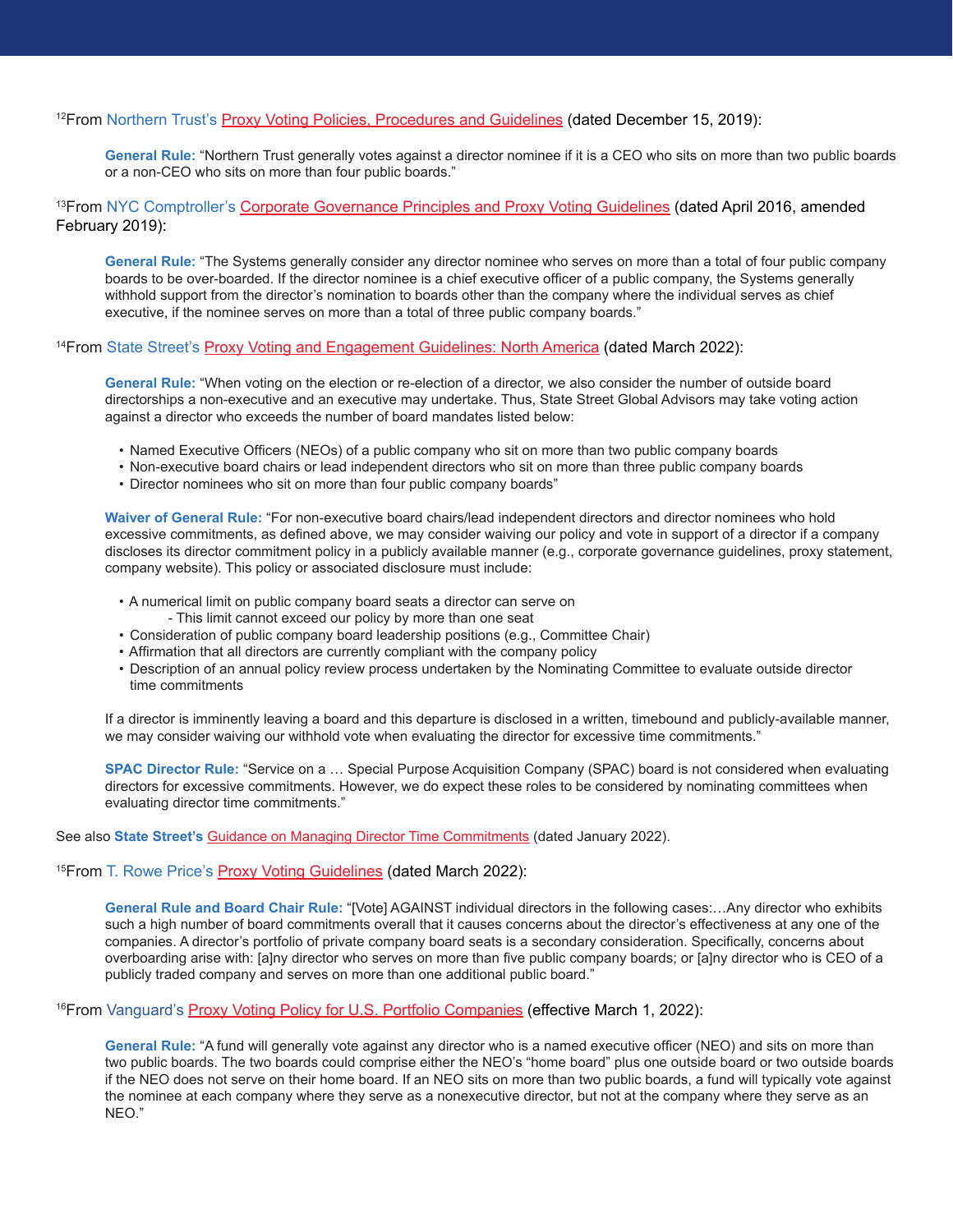[12]From Northern Trust's Proxy Voting Policies, Procedures and Guidelines (dated December 15, 2019):

> **General Rule:** "Northern Trust generally votes against a director nominee if it is a CEO who sits on more than two public boards or a non-CEO who sits on more than four public boards."

[13]From NYC Comptroller's Corporate Governance Principles and Proxy Voting Guidelines (dated April 2016, amended February 2019):

> **General Rule:** "The Systems generally consider any director nominee who serves on more than a total of four public company boards to be over-boarded. If the director nominee is a chief executive officer of a public company, the Systems generally withhold support from the director's nomination to boards other than the company where the individual serves as chief executive, if the nominee serves on more than a total of three public company boards."

[14]From State Street's Proxy Voting and Engagement Guidelines: North America (dated March 2022):

> **General Rule:** "When voting on the election or re-election of a director, we also consider the number of outside board directorships a non-executive and an executive may undertake. Thus, State Street Global Advisors may take voting action against a director who exceeds the number of board mandates listed below:
>
> - Named Executive Officers (NEOs) of a public company who sit on more than two public company boards
> - Non-executive board chairs or lead independent directors who sit on more than three public company boards
> - Director nominees who sit on more than four public company boards"
>
> **Waiver of General Rule:** "For non-executive board chairs/lead independent directors and director nominees who hold excessive commitments, as defined above, we may consider waiving our policy and vote in support of a director if a company discloses its director commitment policy in a publicly available manner (e.g., corporate governance guidelines, proxy statement, company website). This policy or associated disclosure must include:
>
> - A numerical limit on public company board seats a director can serve on
>     - This limit cannot exceed our policy by more than one seat
> - Consideration of public company board leadership positions (e.g., Committee Chair)
> - Affirmation that all directors are currently compliant with the company policy
> - Description of an annual policy review process undertaken by the Nominating Committee to evaluate outside director time commitments
>
> If a director is imminently leaving a board and this departure is disclosed in a written, timebound and publicly-available manner, we may consider waiving our withhold vote when evaluating the director for excessive time commitments."
>
> **SPAC Director Rule:** "Service on a … Special Purpose Acquisition Company (SPAC) board is not considered when evaluating directors for excessive commitments. However, we do expect these roles to be considered by nominating committees when evaluating director time commitments."

See also **State Street's** Guidance on Managing Director Time Commitments (dated January 2022).

[15]From T. Rowe Price's Proxy Voting Guidelines (dated March 2022):

> **General Rule and Board Chair Rule:** "[Vote] AGAINST individual directors in the following cases:…Any director who exhibits such a high number of board commitments overall that it causes concerns about the director's effectiveness at any one of the companies. A director's portfolio of private company board seats is a secondary consideration. Specifically, concerns about overboarding arise with: [a]ny director who serves on more than five public company boards; or [a]ny director who is CEO of a publicly traded company and serves on more than one additional public board."

[16]From Vanguard's Proxy Voting Policy for U.S. Portfolio Companies (effective March 1, 2022):

> **General Rule:** "A fund will generally vote against any director who is a named executive officer (NEO) and sits on more than two public boards. The two boards could comprise either the NEO's "home board" plus one outside board or two outside boards if the NEO does not serve on their home board. If an NEO sits on more than two public boards, a fund will typically vote against the nominee at each company where they serve as a nonexecutive director, but not at the company where they serve as an NEO."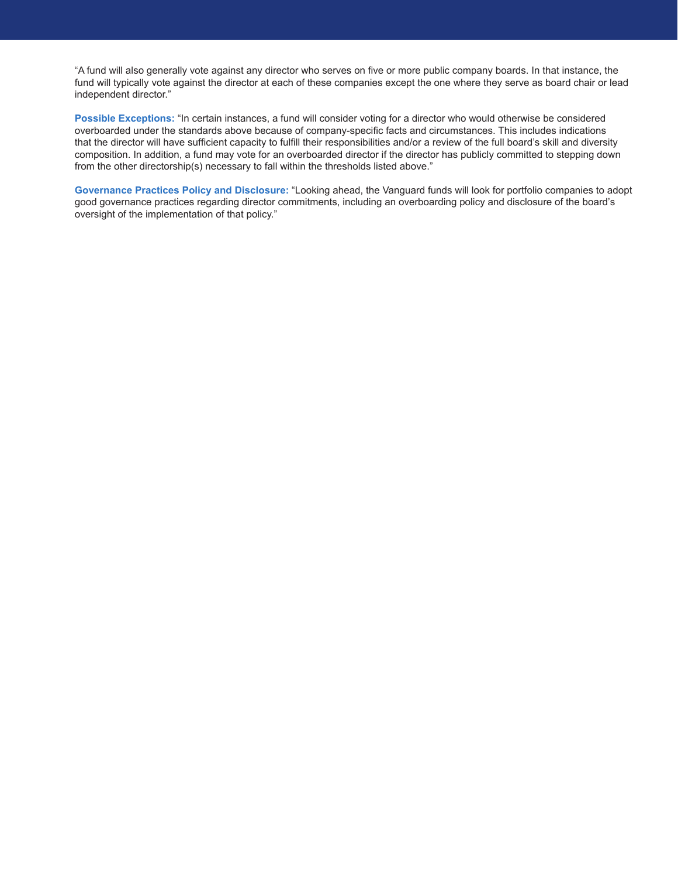"A fund will also generally vote against any director who serves on five or more public company boards. In that instance, the fund will typically vote against the director at each of these companies except the one where they serve as board chair or lead independent director."

**Possible Exceptions:** "In certain instances, a fund will consider voting for a director who would otherwise be considered overboarded under the standards above because of company-specific facts and circumstances. This includes indications that the director will have sufficient capacity to fulfill their responsibilities and/or a review of the full board's skill and diversity composition. In addition, a fund may vote for an overboarded director if the director has publicly committed to stepping down from the other directorship(s) necessary to fall within the thresholds listed above."

**Governance Practices Policy and Disclosure:** "Looking ahead, the Vanguard funds will look for portfolio companies to adopt good governance practices regarding director commitments, including an overboarding policy and disclosure of the board's oversight of the implementation of that policy."